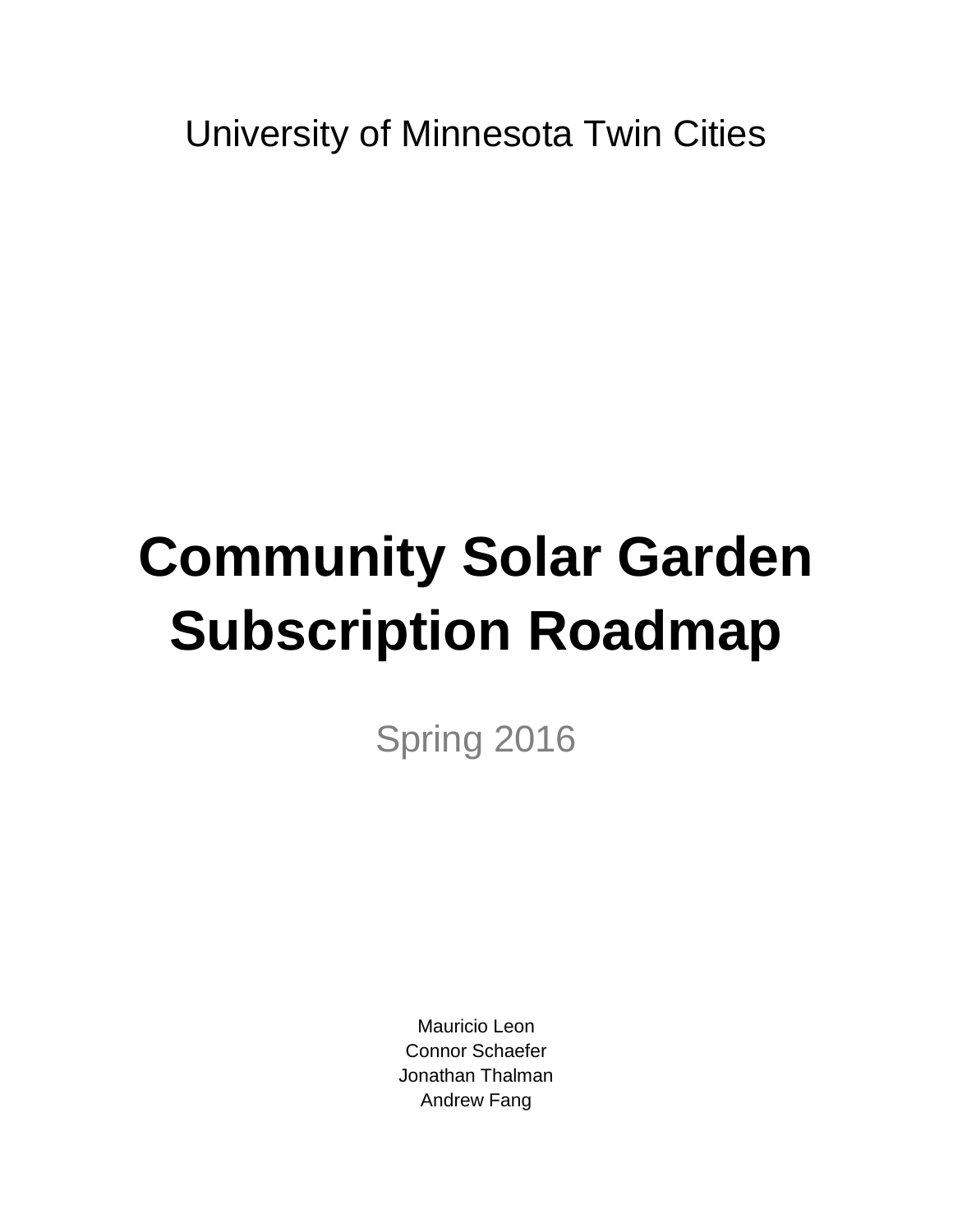University of Minnesota Twin Cities

# Community Solar Garden Subscription Roadmap

Spring 2016

Mauricio Leon
Connor Schaefer
Jonathan Thalman
Andrew Fang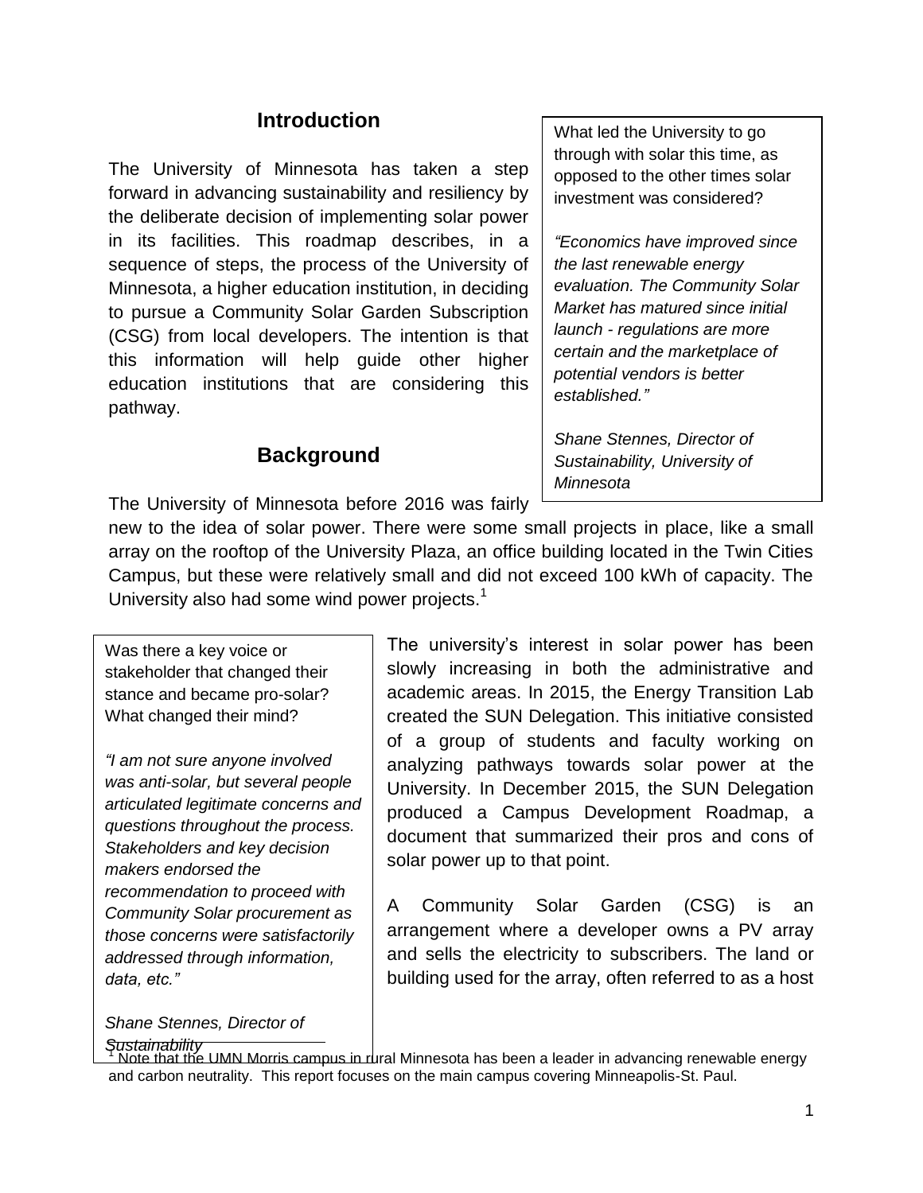## Introduction

The University of Minnesota has taken a step forward in advancing sustainability and resiliency by the deliberate decision of implementing solar power in its facilities. This roadmap describes, in a sequence of steps, the process of the University of Minnesota, a higher education institution, in deciding to pursue a Community Solar Garden Subscription (CSG) from local developers. The intention is that this information will help guide other higher education institutions that are considering this pathway.

> What led the University to go through with solar this time, as opposed to the other times solar investment was considered?
>
> *"Economics have improved since the last renewable energy evaluation. The Community Solar Market has matured since initial launch - regulations are more certain and the marketplace of potential vendors is better established."*
>
> *Shane Stennes, Director of Sustainability, University of Minnesota*

## Background

The University of Minnesota before 2016 was fairly new to the idea of solar power. There were some small projects in place, like a small array on the rooftop of the University Plaza, an office building located in the Twin Cities Campus, but these were relatively small and did not exceed 100 kWh of capacity. The University also had some wind power projects.[1]

> Was there a key voice or stakeholder that changed their stance and became pro-solar? What changed their mind?
>
> *"I am not sure anyone involved was anti-solar, but several people articulated legitimate concerns and questions throughout the process. Stakeholders and key decision makers endorsed the recommendation to proceed with Community Solar procurement as those concerns were satisfactorily addressed through information, data, etc."*
>
> *Shane Stennes, Director of Sustainability*

The university's interest in solar power has been slowly increasing in both the administrative and academic areas. In 2015, the Energy Transition Lab created the SUN Delegation. This initiative consisted of a group of students and faculty working on analyzing pathways towards solar power at the University. In December 2015, the SUN Delegation produced a Campus Development Roadmap, a document that summarized their pros and cons of solar power up to that point.

A Community Solar Garden (CSG) is an arrangement where a developer owns a PV array and sells the electricity to subscribers. The land or building used for the array, often referred to as a host

[1] Note that the UMN Morris campus in rural Minnesota has been a leader in advancing renewable energy and carbon neutrality. This report focuses on the main campus covering Minneapolis-St. Paul.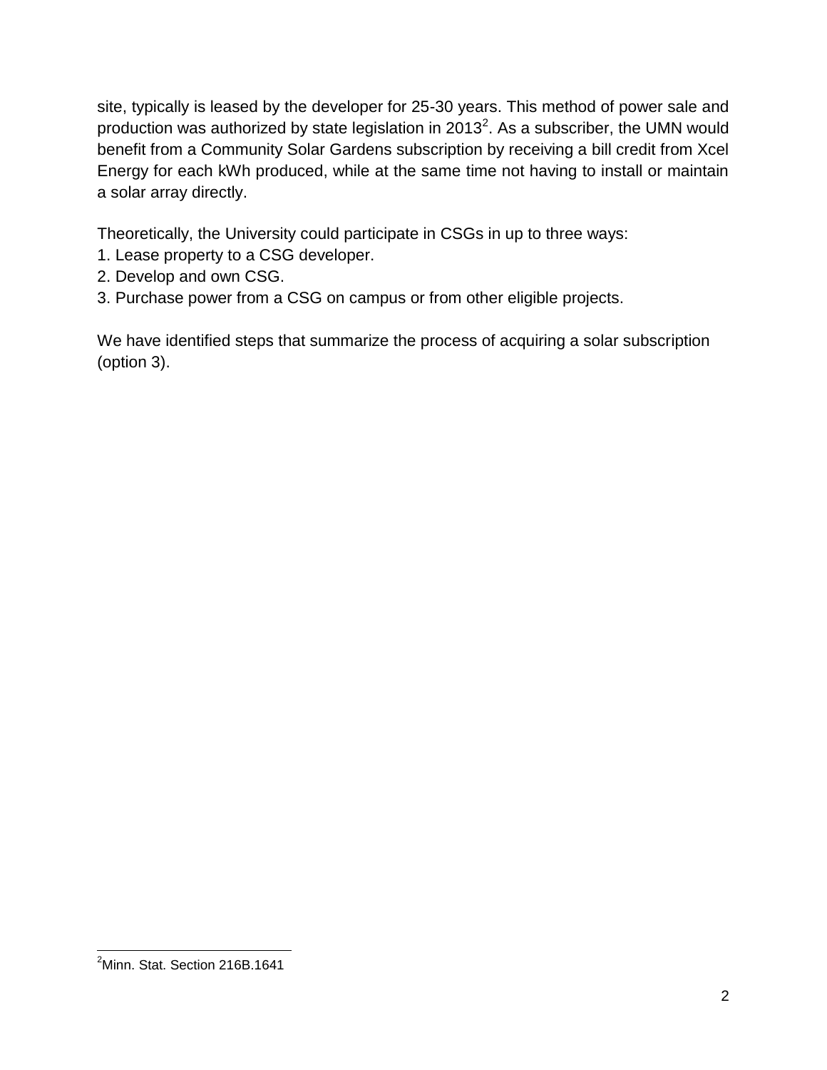site, typically is leased by the developer for 25-30 years. This method of power sale and production was authorized by state legislation in 2013[2]. As a subscriber, the UMN would benefit from a Community Solar Gardens subscription by receiving a bill credit from Xcel Energy for each kWh produced, while at the same time not having to install or maintain a solar array directly.

Theoretically, the University could participate in CSGs in up to three ways:

1. Lease property to a CSG developer.
2. Develop and own CSG.
3. Purchase power from a CSG on campus or from other eligible projects.

We have identified steps that summarize the process of acquiring a solar subscription (option 3).

[2]Minn. Stat. Section 216B.1641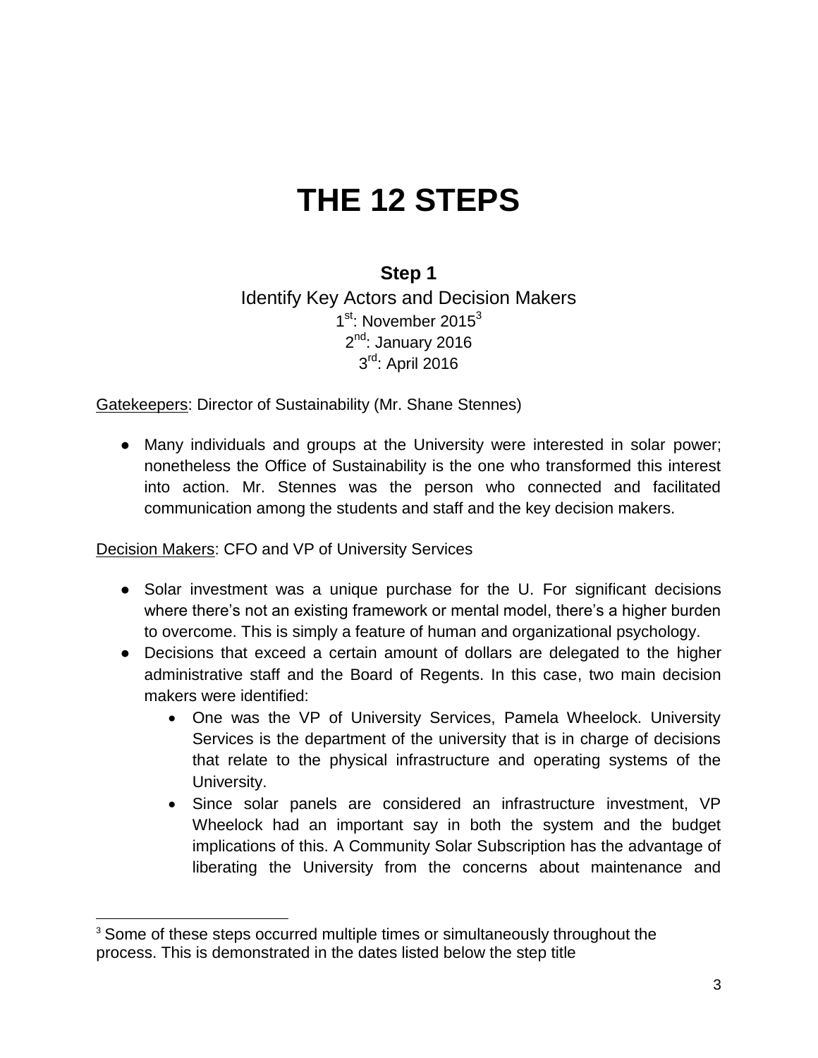# THE 12 STEPS

## Step 1

Identify Key Actors and Decision Makers

1st: November 2015[3]

2nd: January 2016

3rd: April 2016

<u>Gatekeepers</u>: Director of Sustainability (Mr. Shane Stennes)

- Many individuals and groups at the University were interested in solar power; nonetheless the Office of Sustainability is the one who transformed this interest into action. Mr. Stennes was the person who connected and facilitated communication among the students and staff and the key decision makers.

<u>Decision Makers</u>: CFO and VP of University Services

- Solar investment was a unique purchase for the U. For significant decisions where there's not an existing framework or mental model, there's a higher burden to overcome. This is simply a feature of human and organizational psychology.
- Decisions that exceed a certain amount of dollars are delegated to the higher administrative staff and the Board of Regents. In this case, two main decision makers were identified:
  - One was the VP of University Services, Pamela Wheelock. University Services is the department of the university that is in charge of decisions that relate to the physical infrastructure and operating systems of the University.
  - Since solar panels are considered an infrastructure investment, VP Wheelock had an important say in both the system and the budget implications of this. A Community Solar Subscription has the advantage of liberating the University from the concerns about maintenance and

[3] Some of these steps occurred multiple times or simultaneously throughout the process. This is demonstrated in the dates listed below the step title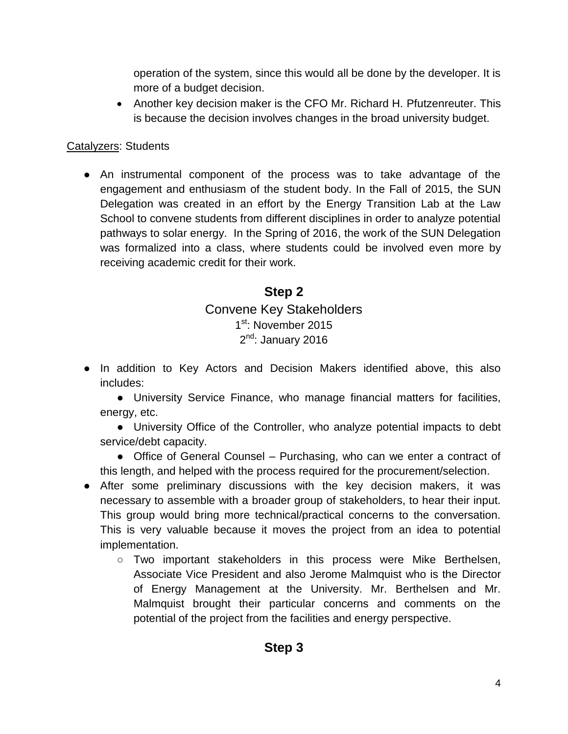operation of the system, since this would all be done by the developer. It is more of a budget decision.

- Another key decision maker is the CFO Mr. Richard H. Pfutzenreuter. This is because the decision involves changes in the broad university budget.

<u>Catalyzers</u>: Students

- An instrumental component of the process was to take advantage of the engagement and enthusiasm of the student body. In the Fall of 2015, the SUN Delegation was created in an effort by the Energy Transition Lab at the Law School to convene students from different disciplines in order to analyze potential pathways to solar energy. In the Spring of 2016, the work of the SUN Delegation was formalized into a class, where students could be involved even more by receiving academic credit for their work.

## Step 2

Convene Key Stakeholders

1st: November 2015

2nd: January 2016

- In addition to Key Actors and Decision Makers identified above, this also includes:
  - University Service Finance, who manage financial matters for facilities, energy, etc.
  - University Office of the Controller, who analyze potential impacts to debt service/debt capacity.
  - Office of General Counsel – Purchasing, who can we enter a contract of this length, and helped with the process required for the procurement/selection.
- After some preliminary discussions with the key decision makers, it was necessary to assemble with a broader group of stakeholders, to hear their input. This group would bring more technical/practical concerns to the conversation. This is very valuable because it moves the project from an idea to potential implementation.
  - Two important stakeholders in this process were Mike Berthelsen, Associate Vice President and also Jerome Malmquist who is the Director of Energy Management at the University. Mr. Berthelsen and Mr. Malmquist brought their particular concerns and comments on the potential of the project from the facilities and energy perspective.

## Step 3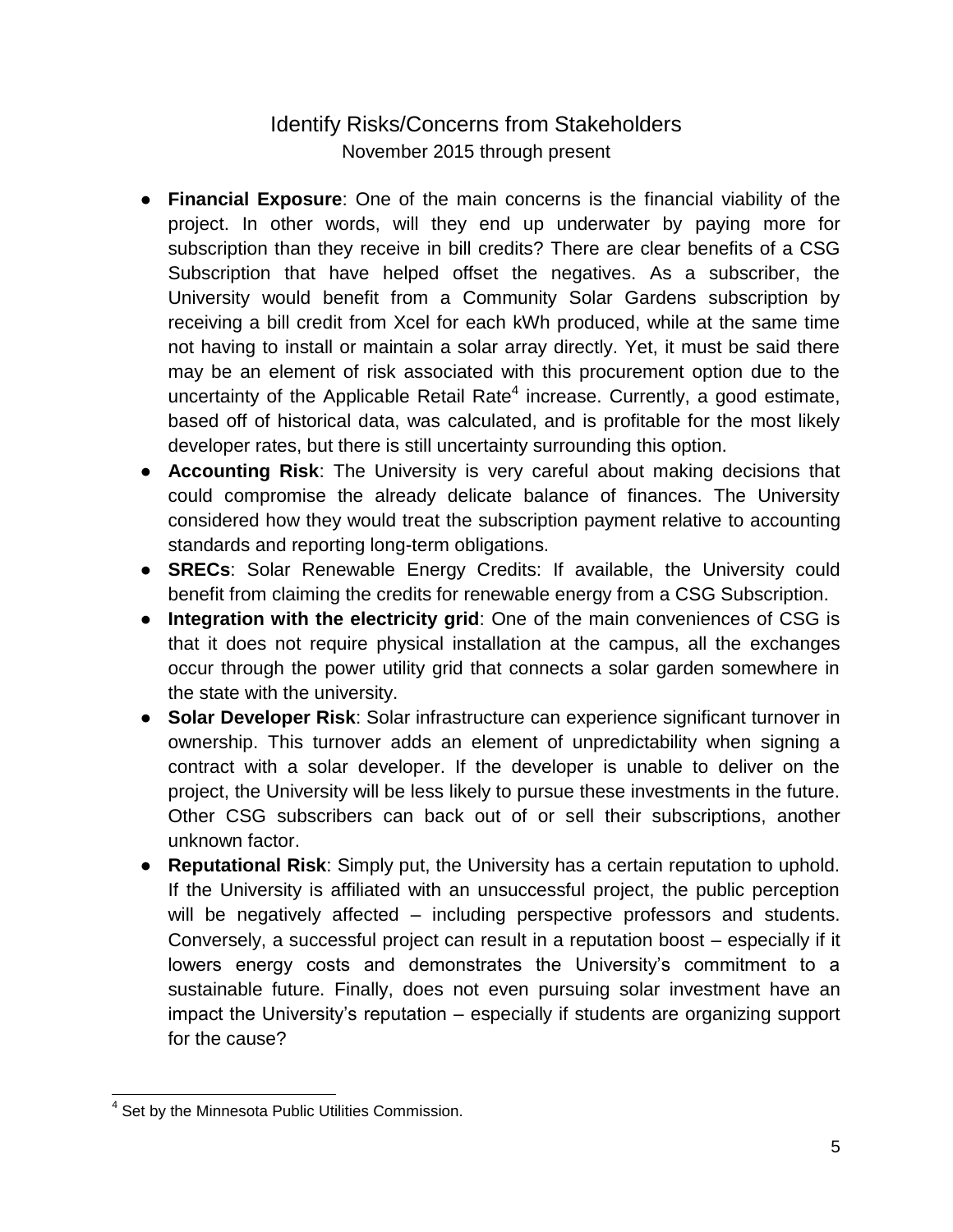## Identify Risks/Concerns from Stakeholders

November 2015 through present

- **Financial Exposure**: One of the main concerns is the financial viability of the project. In other words, will they end up underwater by paying more for subscription than they receive in bill credits? There are clear benefits of a CSG Subscription that have helped offset the negatives. As a subscriber, the University would benefit from a Community Solar Gardens subscription by receiving a bill credit from Xcel for each kWh produced, while at the same time not having to install or maintain a solar array directly. Yet, it must be said there may be an element of risk associated with this procurement option due to the uncertainty of the Applicable Retail Rate[4] increase. Currently, a good estimate, based off of historical data, was calculated, and is profitable for the most likely developer rates, but there is still uncertainty surrounding this option.
- **Accounting Risk**: The University is very careful about making decisions that could compromise the already delicate balance of finances. The University considered how they would treat the subscription payment relative to accounting standards and reporting long-term obligations.
- **SRECs**: Solar Renewable Energy Credits: If available, the University could benefit from claiming the credits for renewable energy from a CSG Subscription.
- **Integration with the electricity grid**: One of the main conveniences of CSG is that it does not require physical installation at the campus, all the exchanges occur through the power utility grid that connects a solar garden somewhere in the state with the university.
- **Solar Developer Risk**: Solar infrastructure can experience significant turnover in ownership. This turnover adds an element of unpredictability when signing a contract with a solar developer. If the developer is unable to deliver on the project, the University will be less likely to pursue these investments in the future. Other CSG subscribers can back out of or sell their subscriptions, another unknown factor.
- **Reputational Risk**: Simply put, the University has a certain reputation to uphold. If the University is affiliated with an unsuccessful project, the public perception will be negatively affected – including perspective professors and students. Conversely, a successful project can result in a reputation boost – especially if it lowers energy costs and demonstrates the University's commitment to a sustainable future. Finally, does not even pursuing solar investment have an impact the University's reputation – especially if students are organizing support for the cause?

[4] Set by the Minnesota Public Utilities Commission.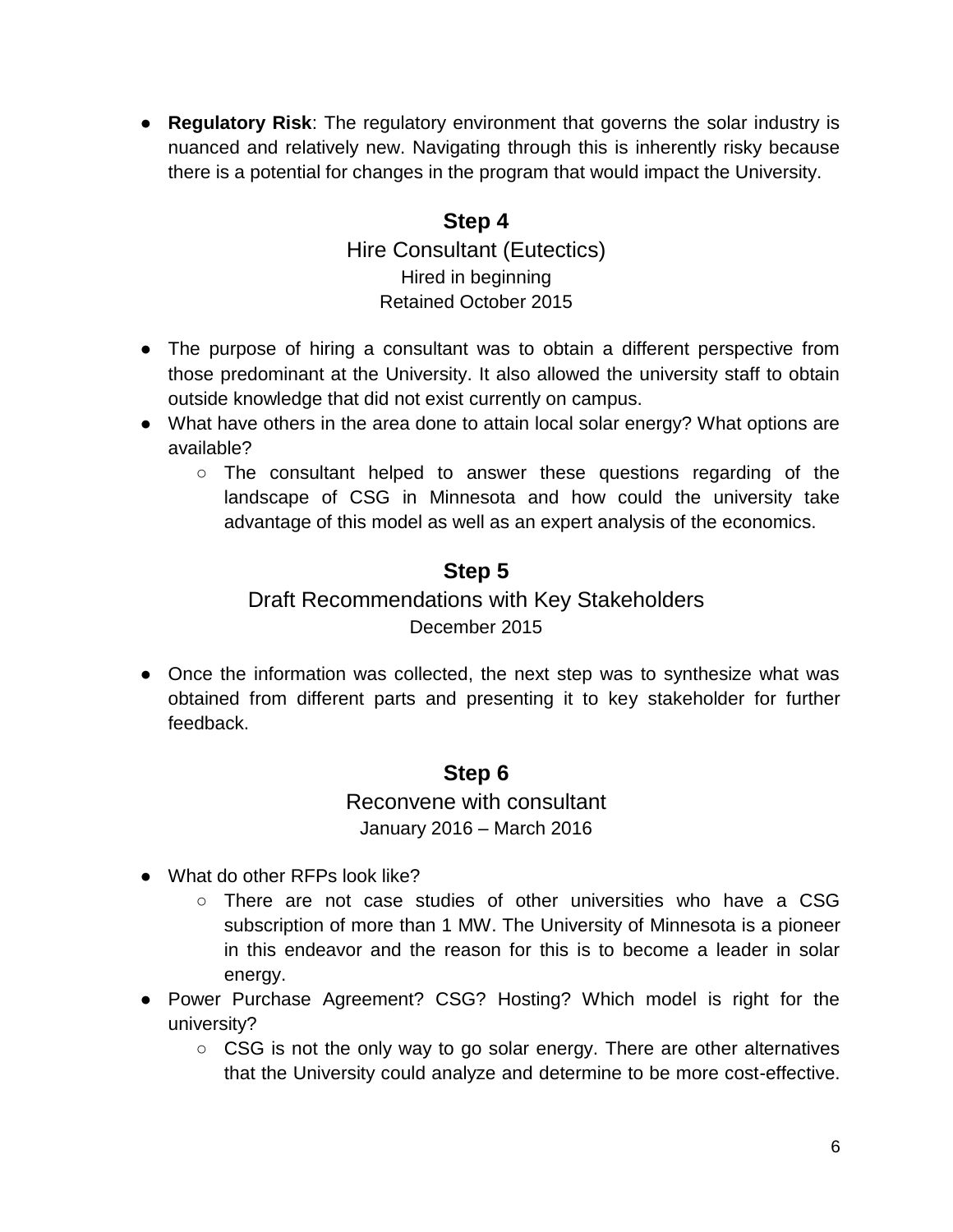- **Regulatory Risk**: The regulatory environment that governs the solar industry is nuanced and relatively new. Navigating through this is inherently risky because there is a potential for changes in the program that would impact the University.

## Step 4

### Hire Consultant (Eutectics)

Hired in beginning

Retained October 2015

- The purpose of hiring a consultant was to obtain a different perspective from those predominant at the University. It also allowed the university staff to obtain outside knowledge that did not exist currently on campus.
- What have others in the area done to attain local solar energy? What options are available?
  - The consultant helped to answer these questions regarding of the landscape of CSG in Minnesota and how could the university take advantage of this model as well as an expert analysis of the economics.

## Step 5

### Draft Recommendations with Key Stakeholders

December 2015

- Once the information was collected, the next step was to synthesize what was obtained from different parts and presenting it to key stakeholder for further feedback.

## Step 6

### Reconvene with consultant

January 2016 – March 2016

- What do other RFPs look like?
  - There are not case studies of other universities who have a CSG subscription of more than 1 MW. The University of Minnesota is a pioneer in this endeavor and the reason for this is to become a leader in solar energy.
- Power Purchase Agreement? CSG? Hosting? Which model is right for the university?
  - CSG is not the only way to go solar energy. There are other alternatives that the University could analyze and determine to be more cost-effective.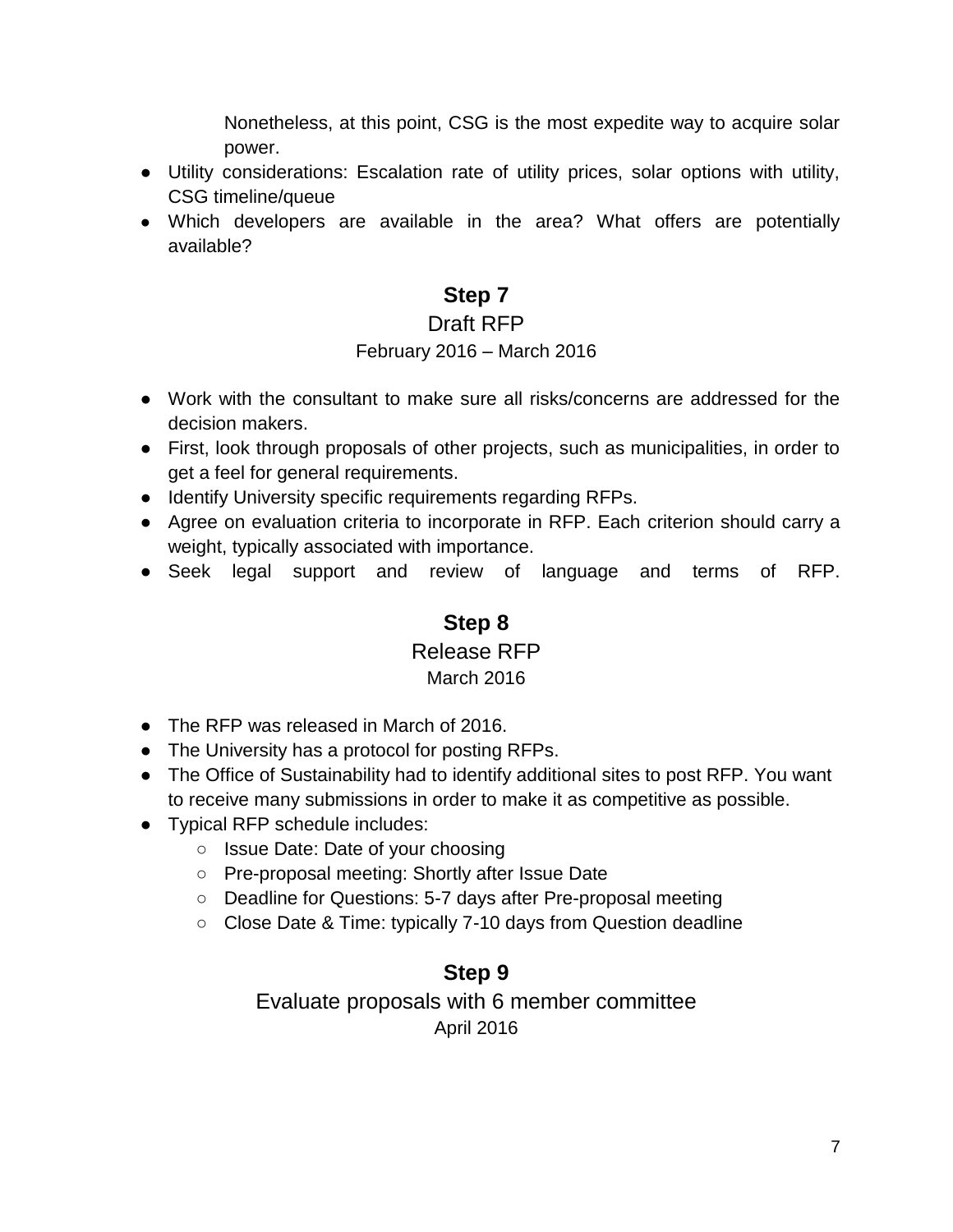Nonetheless, at this point, CSG is the most expedite way to acquire solar power.

- Utility considerations: Escalation rate of utility prices, solar options with utility, CSG timeline/queue
- Which developers are available in the area? What offers are potentially available?

## Step 7

### Draft RFP

February 2016 – March 2016

- Work with the consultant to make sure all risks/concerns are addressed for the decision makers.
- First, look through proposals of other projects, such as municipalities, in order to get a feel for general requirements.
- Identify University specific requirements regarding RFPs.
- Agree on evaluation criteria to incorporate in RFP. Each criterion should carry a weight, typically associated with importance.
- Seek legal support and review of language and terms of RFP.

## Step 8

### Release RFP

March 2016

- The RFP was released in March of 2016.
- The University has a protocol for posting RFPs.
- The Office of Sustainability had to identify additional sites to post RFP. You want to receive many submissions in order to make it as competitive as possible.
- Typical RFP schedule includes:
  - Issue Date: Date of your choosing
  - Pre-proposal meeting: Shortly after Issue Date
  - Deadline for Questions: 5-7 days after Pre-proposal meeting
  - Close Date & Time: typically 7-10 days from Question deadline

## Step 9

### Evaluate proposals with 6 member committee

April 2016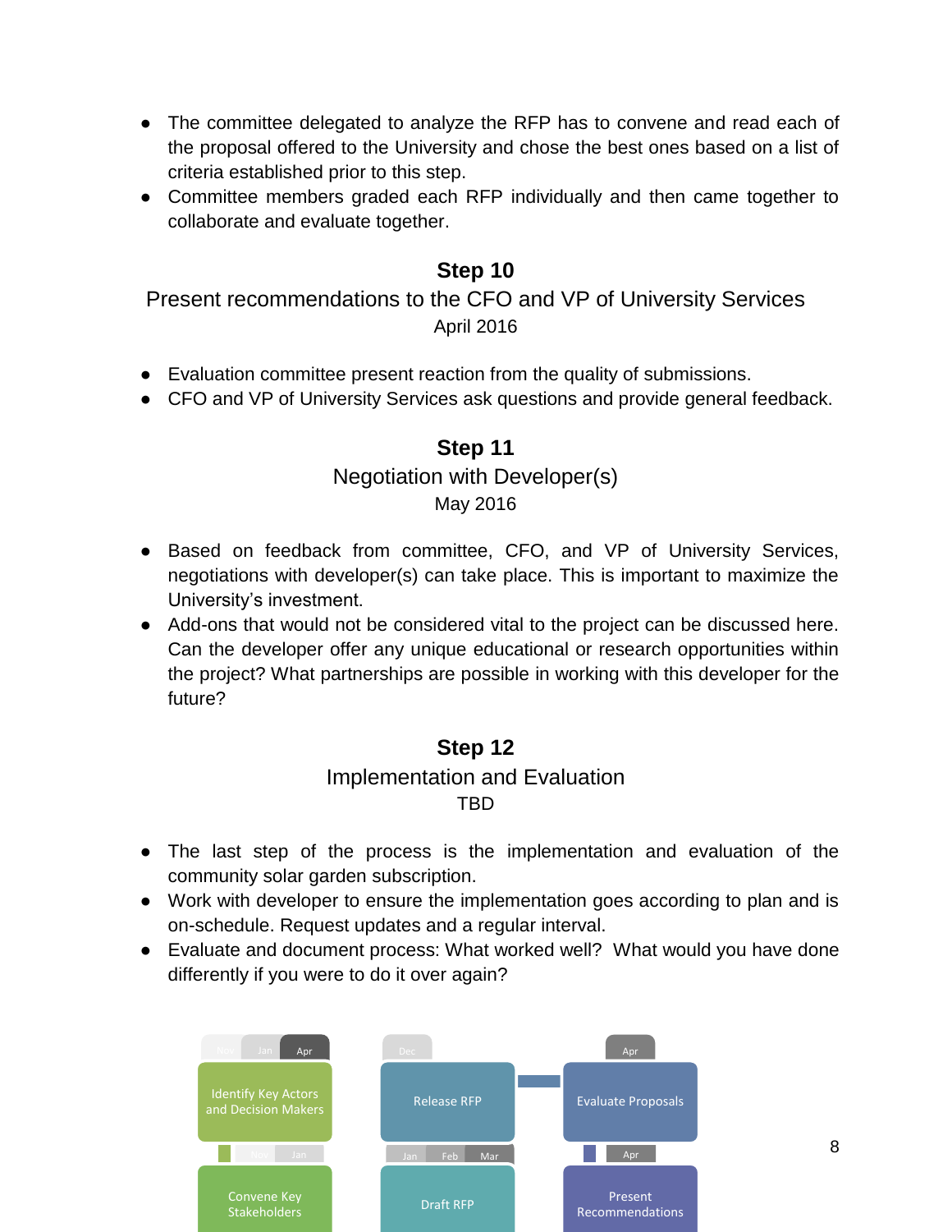- The committee delegated to analyze the RFP has to convene and read each of the proposal offered to the University and chose the best ones based on a list of criteria established prior to this step.
- Committee members graded each RFP individually and then came together to collaborate and evaluate together.

## Step 10

Present recommendations to the CFO and VP of University Services

April 2016

- Evaluation committee present reaction from the quality of submissions.
- CFO and VP of University Services ask questions and provide general feedback.

## Step 11

Negotiation with Developer(s)

May 2016

- Based on feedback from committee, CFO, and VP of University Services, negotiations with developer(s) can take place. This is important to maximize the University's investment.
- Add-ons that would not be considered vital to the project can be discussed here. Can the developer offer any unique educational or research opportunities within the project? What partnerships are possible in working with this developer for the future?

## Step 12

Implementation and Evaluation

TBD

- The last step of the process is the implementation and evaluation of the community solar garden subscription.
- Work with developer to ensure the implementation goes according to plan and is on-schedule. Request updates and a regular interval.
- Evaluate and document process: What worked well? What would you have done differently if you were to do it over again?

Nov Jan Apr

Identify Key Actors and Decision Makers

Nov Jan

Convene Key Stakeholders

Dec

Release RFP

Jan Feb Mar

Draft RFP

Apr

Evaluate Proposals

Apr

Present Recommendations